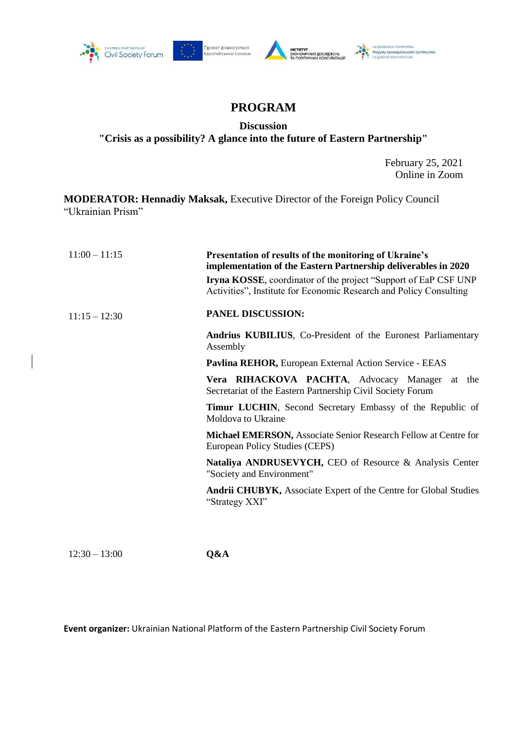# PROGRAM

**Discussion**
**"Crisis as a possibility? A glance into the future of Eastern Partnership"**

February 25, 2021
Online in Zoom

**MODERATOR: Hennadiy Maksak,** Executive Director of the Foreign Policy Council "Ukrainian Prism"

| | |
|---|---|
| 11:00 – 11:15 | **Presentation of results of the monitoring of Ukraine's implementation of the Eastern Partnership deliverables in 2020**<br>**Iryna KOSSE**, coordinator of the project "Support of EaP CSF UNP Activities", Institute for Economic Research and Policy Consulting |
| 11:15 – 12:30 | **PANEL DISCUSSION:**<br>**Andrius KUBILIUS**, Co-President of the Euronest Parliamentary Assembly<br>**Pavlina REHOR,** European External Action Service - EEAS<br>**Vera RIHACKOVA PACHTA**, Advocacy Manager at the Secretariat of the Eastern Partnership Civil Society Forum<br>**Timur LUCHIN**, Second Secretary Embassy of the Republic of Moldova to Ukraine<br>**Michael EMERSON,** Associate Senior Research Fellow at Centre for European Policy Studies (CEPS)<br>**Nataliya ANDRUSEVYCH,** CEO of Resource & Analysis Center "Society and Environment"<br>**Andrii CHUBYK,** Associate Expert of the Centre for Global Studies "Strategy XXI" |
| 12:30 – 13:00 | **Q&A** |

**Event organizer:** Ukrainian National Platform of the Eastern Partnership Civil Society Forum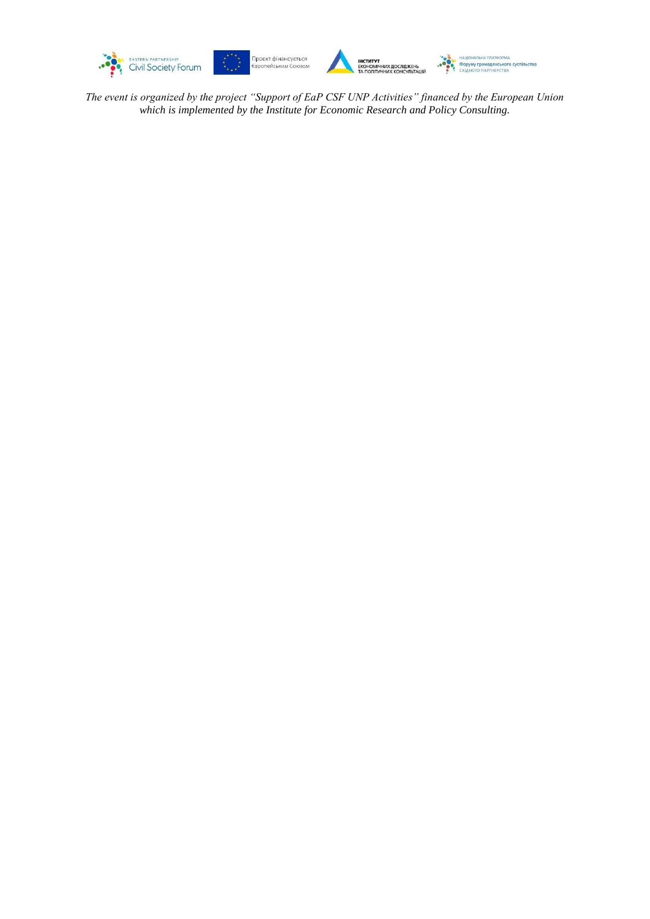*The event is organized by the project "Support of EaP CSF UNP Activities" financed by the European Union which is implemented by the Institute for Economic Research and Policy Consulting.*